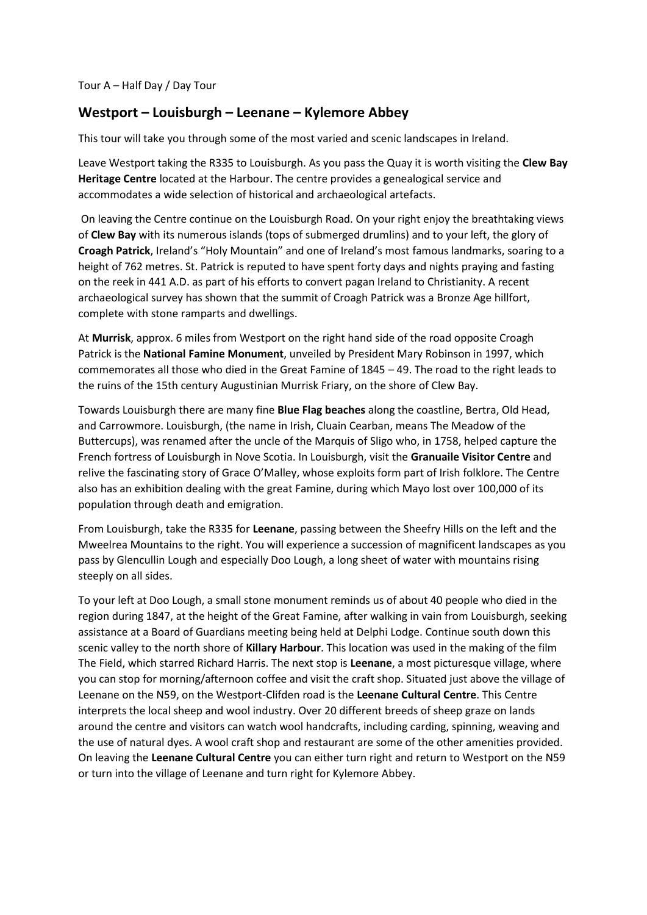Tour A – Half Day / Day Tour

## Westport – Louisburgh – Leenane – Kylemore Abbey

This tour will take you through some of the most varied and scenic landscapes in Ireland.

Leave Westport taking the R335 to Louisburgh. As you pass the Quay it is worth visiting the **Clew Bay Heritage Centre** located at the Harbour. The centre provides a genealogical service and accommodates a wide selection of historical and archaeological artefacts.

On leaving the Centre continue on the Louisburgh Road. On your right enjoy the breathtaking views of **Clew Bay** with its numerous islands (tops of submerged drumlins) and to your left, the glory of **Croagh Patrick**, Ireland's "Holy Mountain" and one of Ireland's most famous landmarks, soaring to a height of 762 metres. St. Patrick is reputed to have spent forty days and nights praying and fasting on the reek in 441 A.D. as part of his efforts to convert pagan Ireland to Christianity. A recent archaeological survey has shown that the summit of Croagh Patrick was a Bronze Age hillfort, complete with stone ramparts and dwellings.

At **Murrisk**, approx. 6 miles from Westport on the right hand side of the road opposite Croagh Patrick is the **National Famine Monument**, unveiled by President Mary Robinson in 1997, which commemorates all those who died in the Great Famine of 1845 – 49. The road to the right leads to the ruins of the 15th century Augustinian Murrisk Friary, on the shore of Clew Bay.

Towards Louisburgh there are many fine **Blue Flag beaches** along the coastline, Bertra, Old Head, and Carrowmore. Louisburgh, (the name in Irish, Cluain Cearban, means The Meadow of the Buttercups), was renamed after the uncle of the Marquis of Sligo who, in 1758, helped capture the French fortress of Louisburgh in Nove Scotia. In Louisburgh, visit the **Granuaile Visitor Centre** and relive the fascinating story of Grace O'Malley, whose exploits form part of Irish folklore. The Centre also has an exhibition dealing with the great Famine, during which Mayo lost over 100,000 of its population through death and emigration.

From Louisburgh, take the R335 for **Leenane**, passing between the Sheefry Hills on the left and the Mweelrea Mountains to the right. You will experience a succession of magnificent landscapes as you pass by Glencullin Lough and especially Doo Lough, a long sheet of water with mountains rising steeply on all sides.

To your left at Doo Lough, a small stone monument reminds us of about 40 people who died in the region during 1847, at the height of the Great Famine, after walking in vain from Louisburgh, seeking assistance at a Board of Guardians meeting being held at Delphi Lodge. Continue south down this scenic valley to the north shore of **Killary Harbour**. This location was used in the making of the film The Field, which starred Richard Harris. The next stop is **Leenane**, a most picturesque village, where you can stop for morning/afternoon coffee and visit the craft shop. Situated just above the village of Leenane on the N59, on the Westport-Clifden road is the **Leenane Cultural Centre**. This Centre interprets the local sheep and wool industry. Over 20 different breeds of sheep graze on lands around the centre and visitors can watch wool handcrafts, including carding, spinning, weaving and the use of natural dyes. A wool craft shop and restaurant are some of the other amenities provided. On leaving the **Leenane Cultural Centre** you can either turn right and return to Westport on the N59 or turn into the village of Leenane and turn right for Kylemore Abbey.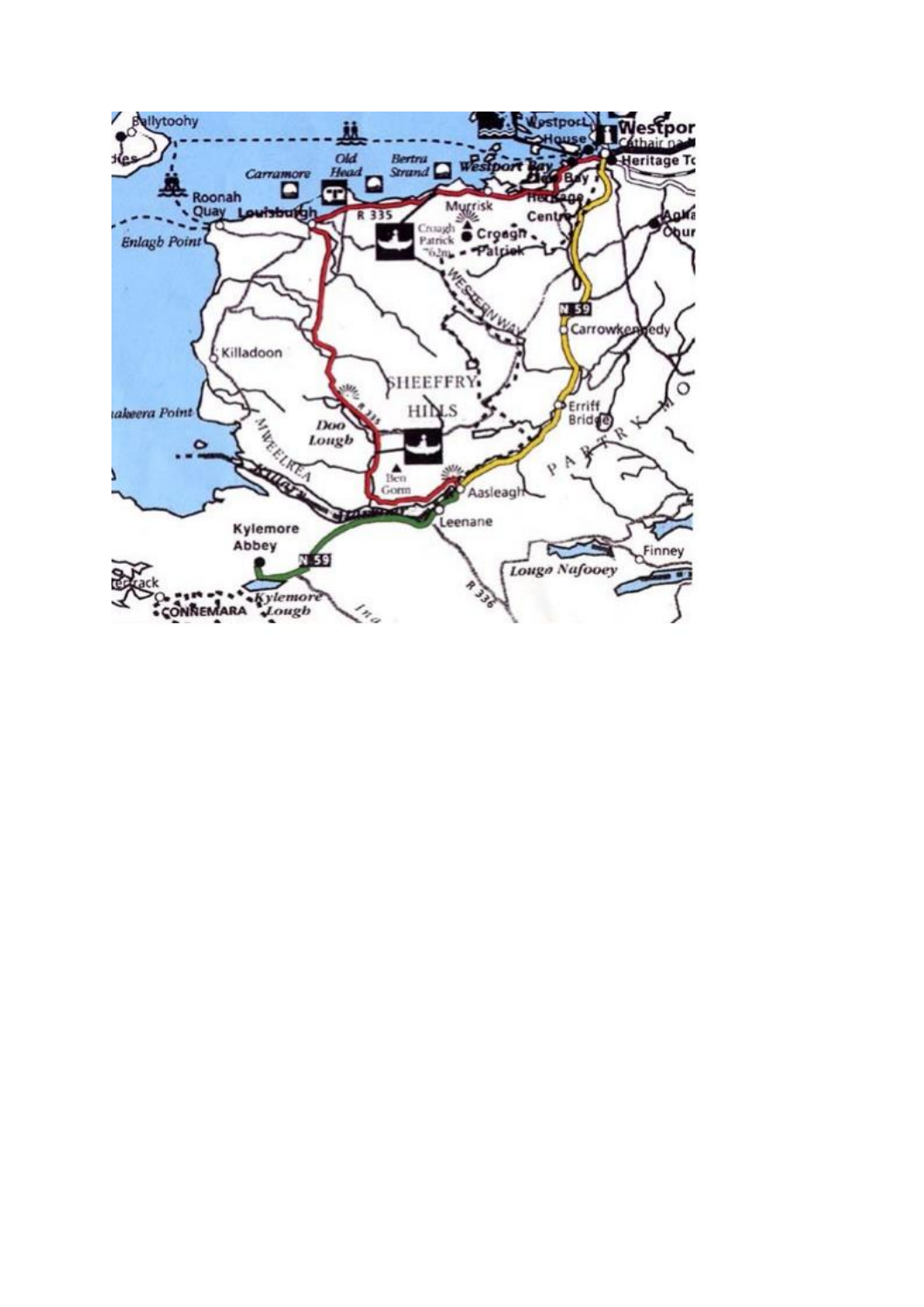Ballytoohy

Westport House

Westport

Cathair na Mart

Heritage Town

Roonah Quay

Carramore

Old Head

Bertra Strand

Westport Bay

Clew Bay

Heritage Centre

Louisburgh

R 335

Murrisk

Croagh Patrick

Enlagh Point

WESTERN WAY

N 59

Carrowkennedy

Killadoon

SHEEFFRY HILLS

Erriff Bridge

Doo Lough

MWEELREA

Ben Gorm

Aasleagh

Leenane

Kylemore Abbey

N 59

Finney

Lough Nafooey

R 336

CONNEMARA

Kylemore Lough